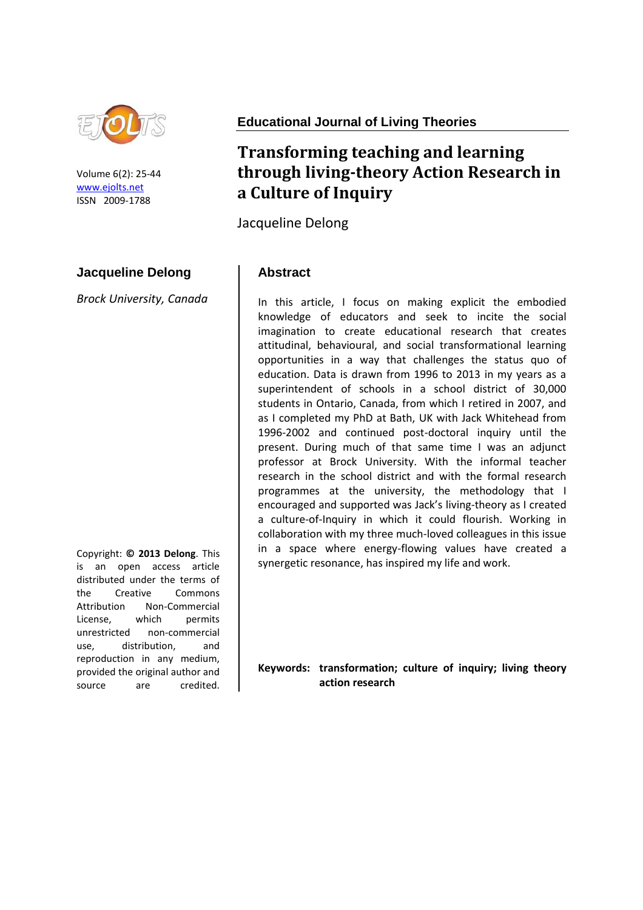Volume 6(2): 25-44
www.ejolts.net
ISSN 2009-1788

Educational Journal of Living Theories

# Transforming teaching and learning through living-theory Action Research in a Culture of Inquiry

Jacqueline Delong

**Jacqueline Delong**

*Brock University, Canada*

## Abstract

In this article, I focus on making explicit the embodied knowledge of educators and seek to incite the social imagination to create educational research that creates attitudinal, behavioural, and social transformational learning opportunities in a way that challenges the status quo of education. Data is drawn from 1996 to 2013 in my years as a superintendent of schools in a school district of 30,000 students in Ontario, Canada, from which I retired in 2007, and as I completed my PhD at Bath, UK with Jack Whitehead from 1996-2002 and continued post-doctoral inquiry until the present. During much of that same time I was an adjunct professor at Brock University. With the informal teacher research in the school district and with the formal research programmes at the university, the methodology that I encouraged and supported was Jack's living-theory as I created a culture-of-Inquiry in which it could flourish. Working in collaboration with my three much-loved colleagues in this issue in a space where energy-flowing values have created a synergetic resonance, has inspired my life and work.

**Keywords: transformation; culture of inquiry; living theory action research**

Copyright: **© 2013 Delong**. This is an open access article distributed under the terms of the Creative Commons Attribution Non-Commercial License, which permits unrestricted non-commercial use, distribution, and reproduction in any medium, provided the original author and source are credited.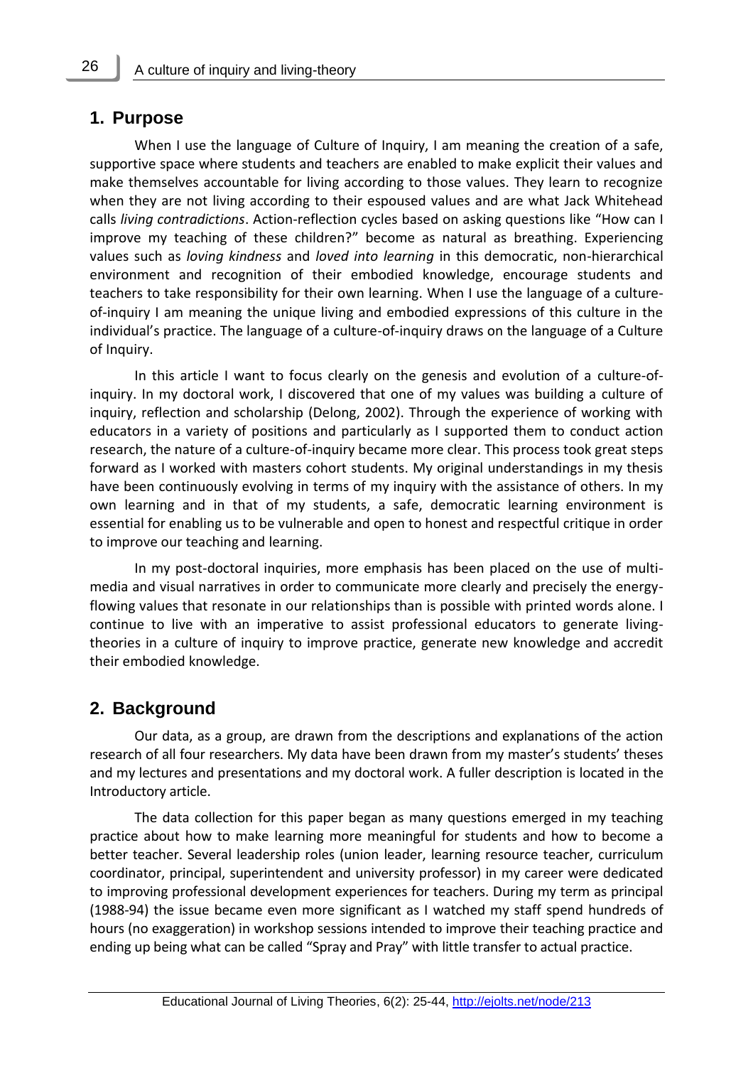## 1. Purpose

When I use the language of Culture of Inquiry, I am meaning the creation of a safe, supportive space where students and teachers are enabled to make explicit their values and make themselves accountable for living according to those values. They learn to recognize when they are not living according to their espoused values and are what Jack Whitehead calls *living contradictions*. Action-reflection cycles based on asking questions like "How can I improve my teaching of these children?" become as natural as breathing. Experiencing values such as *loving kindness* and *loved into learning* in this democratic, non-hierarchical environment and recognition of their embodied knowledge, encourage students and teachers to take responsibility for their own learning. When I use the language of a culture-of-inquiry I am meaning the unique living and embodied expressions of this culture in the individual's practice. The language of a culture-of-inquiry draws on the language of a Culture of Inquiry.

In this article I want to focus clearly on the genesis and evolution of a culture-of-inquiry. In my doctoral work, I discovered that one of my values was building a culture of inquiry, reflection and scholarship (Delong, 2002). Through the experience of working with educators in a variety of positions and particularly as I supported them to conduct action research, the nature of a culture-of-inquiry became more clear. This process took great steps forward as I worked with masters cohort students. My original understandings in my thesis have been continuously evolving in terms of my inquiry with the assistance of others. In my own learning and in that of my students, a safe, democratic learning environment is essential for enabling us to be vulnerable and open to honest and respectful critique in order to improve our teaching and learning.

In my post-doctoral inquiries, more emphasis has been placed on the use of multi-media and visual narratives in order to communicate more clearly and precisely the energy-flowing values that resonate in our relationships than is possible with printed words alone. I continue to live with an imperative to assist professional educators to generate living-theories in a culture of inquiry to improve practice, generate new knowledge and accredit their embodied knowledge.

## 2. Background

Our data, as a group, are drawn from the descriptions and explanations of the action research of all four researchers. My data have been drawn from my master's students' theses and my lectures and presentations and my doctoral work. A fuller description is located in the Introductory article.

The data collection for this paper began as many questions emerged in my teaching practice about how to make learning more meaningful for students and how to become a better teacher. Several leadership roles (union leader, learning resource teacher, curriculum coordinator, principal, superintendent and university professor) in my career were dedicated to improving professional development experiences for teachers. During my term as principal (1988-94) the issue became even more significant as I watched my staff spend hundreds of hours (no exaggeration) in workshop sessions intended to improve their teaching practice and ending up being what can be called "Spray and Pray" with little transfer to actual practice.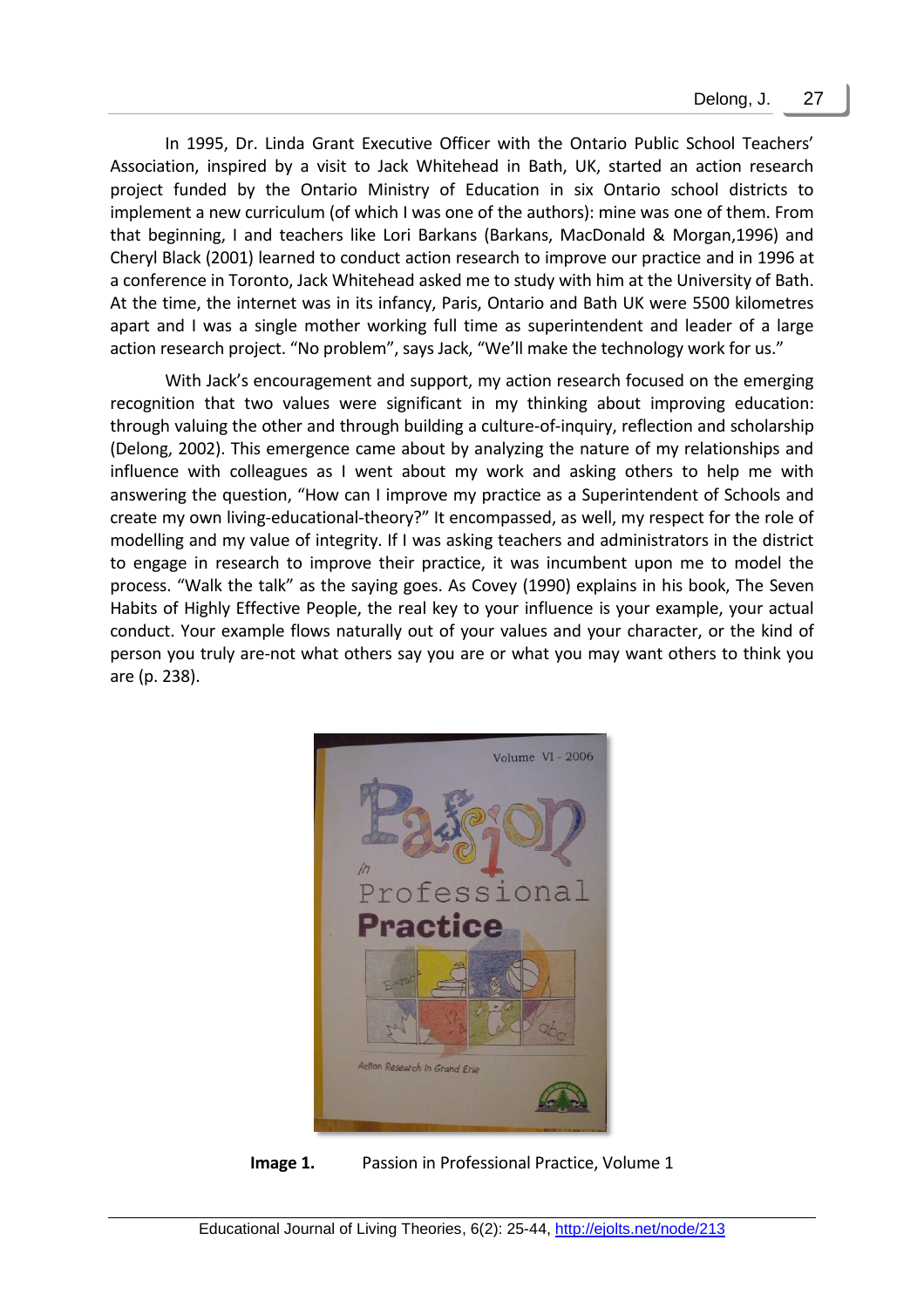In 1995, Dr. Linda Grant Executive Officer with the Ontario Public School Teachers' Association, inspired by a visit to Jack Whitehead in Bath, UK, started an action research project funded by the Ontario Ministry of Education in six Ontario school districts to implement a new curriculum (of which I was one of the authors): mine was one of them. From that beginning, I and teachers like Lori Barkans (Barkans, MacDonald & Morgan,1996) and Cheryl Black (2001) learned to conduct action research to improve our practice and in 1996 at a conference in Toronto, Jack Whitehead asked me to study with him at the University of Bath. At the time, the internet was in its infancy, Paris, Ontario and Bath UK were 5500 kilometres apart and I was a single mother working full time as superintendent and leader of a large action research project. "No problem", says Jack, "We'll make the technology work for us."

With Jack's encouragement and support, my action research focused on the emerging recognition that two values were significant in my thinking about improving education: through valuing the other and through building a culture-of-inquiry, reflection and scholarship (Delong, 2002). This emergence came about by analyzing the nature of my relationships and influence with colleagues as I went about my work and asking others to help me with answering the question, "How can I improve my practice as a Superintendent of Schools and create my own living-educational-theory?" It encompassed, as well, my respect for the role of modelling and my value of integrity. If I was asking teachers and administrators in the district to engage in research to improve their practice, it was incumbent upon me to model the process. "Walk the talk" as the saying goes. As Covey (1990) explains in his book, The Seven Habits of Highly Effective People, the real key to your influence is your example, your actual conduct. Your example flows naturally out of your values and your character, or the kind of person you truly are-not what others say you are or what you may want others to think you are (p. 238).

**Image 1.** Passion in Professional Practice, Volume 1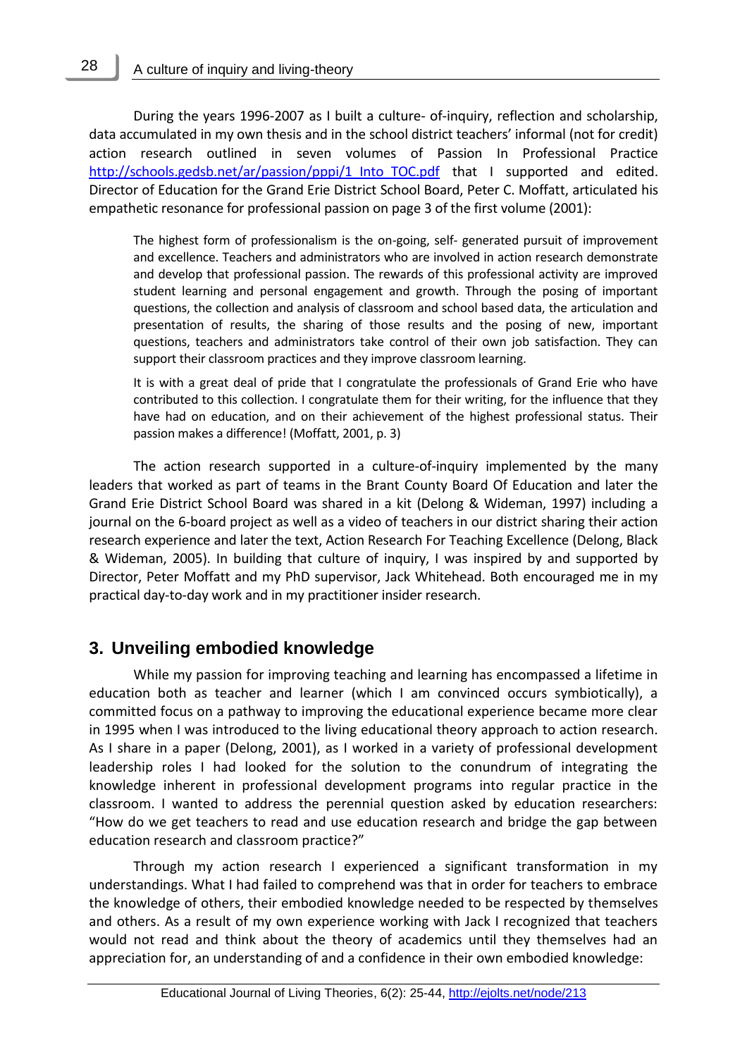During the years 1996-2007 as I built a culture- of-inquiry, reflection and scholarship, data accumulated in my own thesis and in the school district teachers' informal (not for credit) action research outlined in seven volumes of Passion In Professional Practice [http://schools.gedsb.net/ar/passion/pppi/1_Into_TOC.pdf](http://schools.gedsb.net/ar/passion/pppi/1_Into_TOC.pdf) that I supported and edited. Director of Education for the Grand Erie District School Board, Peter C. Moffatt, articulated his empathetic resonance for professional passion on page 3 of the first volume (2001):

> The highest form of professionalism is the on-going, self- generated pursuit of improvement and excellence. Teachers and administrators who are involved in action research demonstrate and develop that professional passion. The rewards of this professional activity are improved student learning and personal engagement and growth. Through the posing of important questions, the collection and analysis of classroom and school based data, the articulation and presentation of results, the sharing of those results and the posing of new, important questions, teachers and administrators take control of their own job satisfaction. They can support their classroom practices and they improve classroom learning.
>
> It is with a great deal of pride that I congratulate the professionals of Grand Erie who have contributed to this collection. I congratulate them for their writing, for the influence that they have had on education, and on their achievement of the highest professional status. Their passion makes a difference! (Moffatt, 2001, p. 3)

The action research supported in a culture-of-inquiry implemented by the many leaders that worked as part of teams in the Brant County Board Of Education and later the Grand Erie District School Board was shared in a kit (Delong & Wideman, 1997) including a journal on the 6-board project as well as a video of teachers in our district sharing their action research experience and later the text, Action Research For Teaching Excellence (Delong, Black & Wideman, 2005). In building that culture of inquiry, I was inspired by and supported by Director, Peter Moffatt and my PhD supervisor, Jack Whitehead. Both encouraged me in my practical day-to-day work and in my practitioner insider research.

## 3. Unveiling embodied knowledge

While my passion for improving teaching and learning has encompassed a lifetime in education both as teacher and learner (which I am convinced occurs symbiotically), a committed focus on a pathway to improving the educational experience became more clear in 1995 when I was introduced to the living educational theory approach to action research. As I share in a paper (Delong, 2001), as I worked in a variety of professional development leadership roles I had looked for the solution to the conundrum of integrating the knowledge inherent in professional development programs into regular practice in the classroom. I wanted to address the perennial question asked by education researchers: "How do we get teachers to read and use education research and bridge the gap between education research and classroom practice?"

Through my action research I experienced a significant transformation in my understandings. What I had failed to comprehend was that in order for teachers to embrace the knowledge of others, their embodied knowledge needed to be respected by themselves and others. As a result of my own experience working with Jack I recognized that teachers would not read and think about the theory of academics until they themselves had an appreciation for, an understanding of and a confidence in their own embodied knowledge: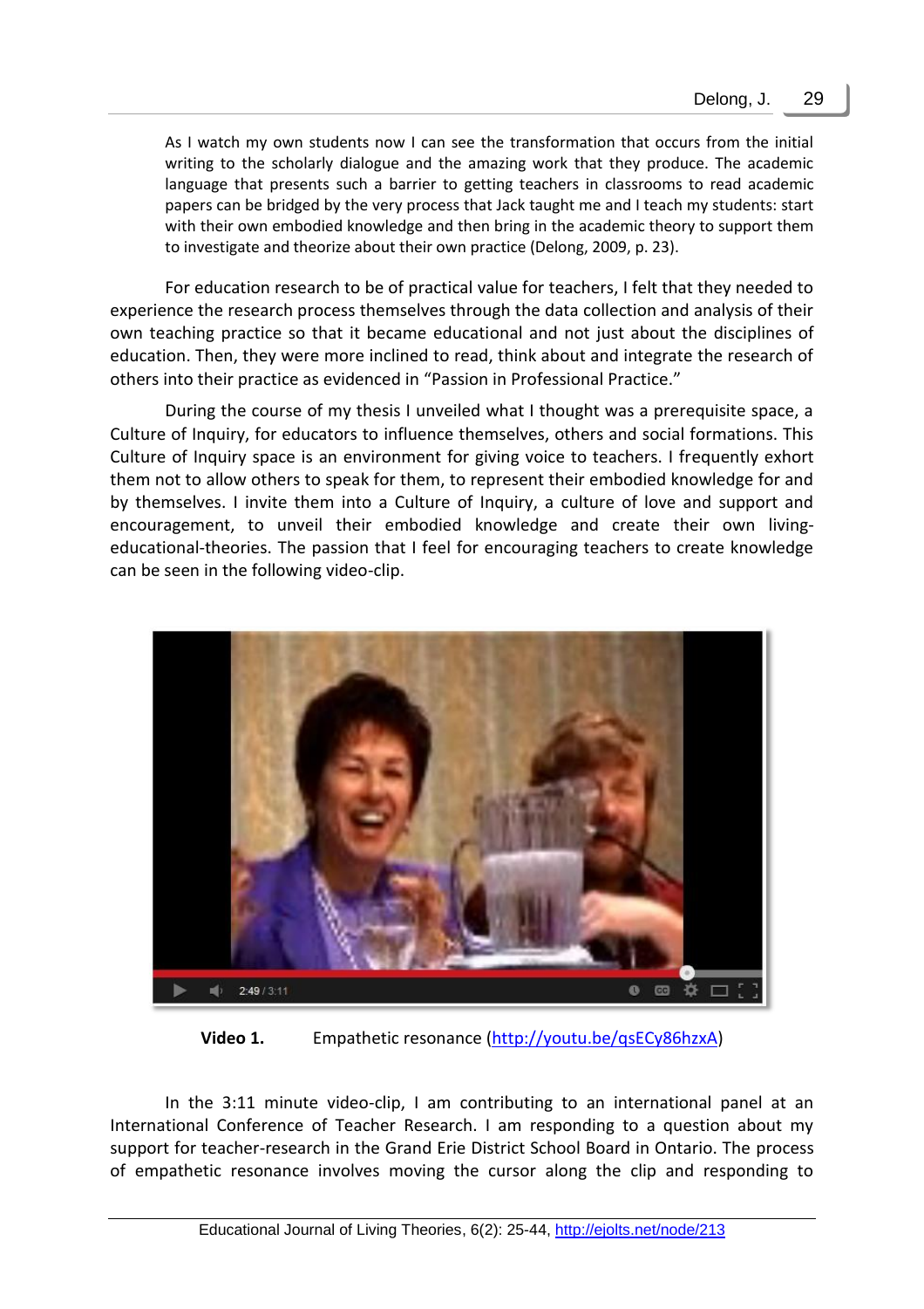> As I watch my own students now I can see the transformation that occurs from the initial writing to the scholarly dialogue and the amazing work that they produce. The academic language that presents such a barrier to getting teachers in classrooms to read academic papers can be bridged by the very process that Jack taught me and I teach my students: start with their own embodied knowledge and then bring in the academic theory to support them to investigate and theorize about their own practice (Delong, 2009, p. 23).

For education research to be of practical value for teachers, I felt that they needed to experience the research process themselves through the data collection and analysis of their own teaching practice so that it became educational and not just about the disciplines of education. Then, they were more inclined to read, think about and integrate the research of others into their practice as evidenced in "Passion in Professional Practice."

During the course of my thesis I unveiled what I thought was a prerequisite space, a Culture of Inquiry, for educators to influence themselves, others and social formations. This Culture of Inquiry space is an environment for giving voice to teachers. I frequently exhort them not to allow others to speak for them, to represent their embodied knowledge for and by themselves. I invite them into a Culture of Inquiry, a culture of love and support and encouragement, to unveil their embodied knowledge and create their own living-educational-theories. The passion that I feel for encouraging teachers to create knowledge can be seen in the following video-clip.

**Video 1.** Empathetic resonance (http://youtu.be/qsECy86hzxA)

In the 3:11 minute video-clip, I am contributing to an international panel at an International Conference of Teacher Research. I am responding to a question about my support for teacher-research in the Grand Erie District School Board in Ontario. The process of empathetic resonance involves moving the cursor along the clip and responding to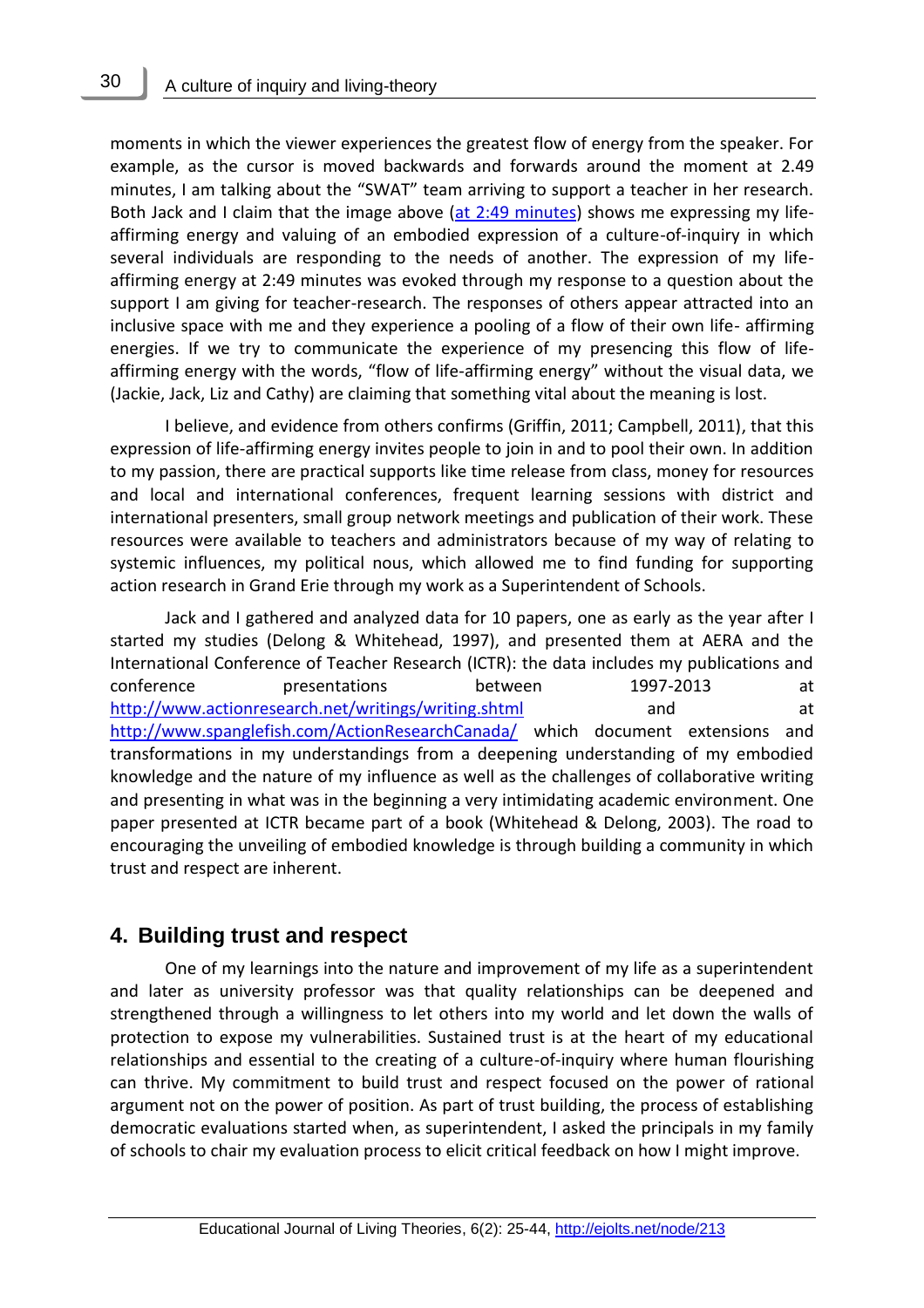moments in which the viewer experiences the greatest flow of energy from the speaker. For example, as the cursor is moved backwards and forwards around the moment at 2.49 minutes, I am talking about the "SWAT" team arriving to support a teacher in her research. Both Jack and I claim that the image above (at 2:49 minutes) shows me expressing my life-affirming energy and valuing of an embodied expression of a culture-of-inquiry in which several individuals are responding to the needs of another. The expression of my life-affirming energy at 2:49 minutes was evoked through my response to a question about the support I am giving for teacher-research. The responses of others appear attracted into an inclusive space with me and they experience a pooling of a flow of their own life- affirming energies. If we try to communicate the experience of my presencing this flow of life-affirming energy with the words, "flow of life-affirming energy" without the visual data, we (Jackie, Jack, Liz and Cathy) are claiming that something vital about the meaning is lost.

I believe, and evidence from others confirms (Griffin, 2011; Campbell, 2011), that this expression of life-affirming energy invites people to join in and to pool their own. In addition to my passion, there are practical supports like time release from class, money for resources and local and international conferences, frequent learning sessions with district and international presenters, small group network meetings and publication of their work. These resources were available to teachers and administrators because of my way of relating to systemic influences, my political nous, which allowed me to find funding for supporting action research in Grand Erie through my work as a Superintendent of Schools.

Jack and I gathered and analyzed data for 10 papers, one as early as the year after I started my studies (Delong & Whitehead, 1997), and presented them at AERA and the International Conference of Teacher Research (ICTR): the data includes my publications and conference presentations between 1997-2013 at http://www.actionresearch.net/writings/writing.shtml and at http://www.spanglefish.com/ActionResearchCanada/ which document extensions and transformations in my understandings from a deepening understanding of my embodied knowledge and the nature of my influence as well as the challenges of collaborative writing and presenting in what was in the beginning a very intimidating academic environment. One paper presented at ICTR became part of a book (Whitehead & Delong, 2003). The road to encouraging the unveiling of embodied knowledge is through building a community in which trust and respect are inherent.

## 4. Building trust and respect

One of my learnings into the nature and improvement of my life as a superintendent and later as university professor was that quality relationships can be deepened and strengthened through a willingness to let others into my world and let down the walls of protection to expose my vulnerabilities. Sustained trust is at the heart of my educational relationships and essential to the creating of a culture-of-inquiry where human flourishing can thrive. My commitment to build trust and respect focused on the power of rational argument not on the power of position. As part of trust building, the process of establishing democratic evaluations started when, as superintendent, I asked the principals in my family of schools to chair my evaluation process to elicit critical feedback on how I might improve.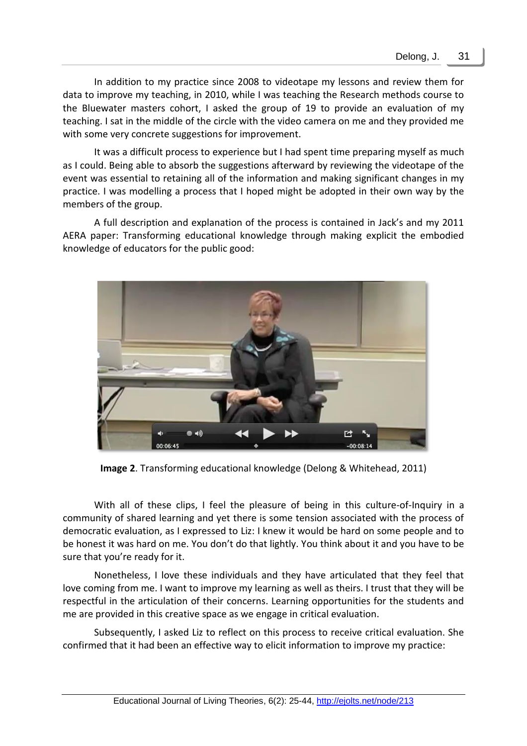In addition to my practice since 2008 to videotape my lessons and review them for data to improve my teaching, in 2010, while I was teaching the Research methods course to the Bluewater masters cohort, I asked the group of 19 to provide an evaluation of my teaching. I sat in the middle of the circle with the video camera on me and they provided me with some very concrete suggestions for improvement.

It was a difficult process to experience but I had spent time preparing myself as much as I could. Being able to absorb the suggestions afterward by reviewing the videotape of the event was essential to retaining all of the information and making significant changes in my practice. I was modelling a process that I hoped might be adopted in their own way by the members of the group.

A full description and explanation of the process is contained in Jack's and my 2011 AERA paper: Transforming educational knowledge through making explicit the embodied knowledge of educators for the public good:

**Image 2**. Transforming educational knowledge (Delong & Whitehead, 2011)

With all of these clips, I feel the pleasure of being in this culture-of-Inquiry in a community of shared learning and yet there is some tension associated with the process of democratic evaluation, as I expressed to Liz: I knew it would be hard on some people and to be honest it was hard on me. You don't do that lightly. You think about it and you have to be sure that you're ready for it.

Nonetheless, I love these individuals and they have articulated that they feel that love coming from me. I want to improve my learning as well as theirs. I trust that they will be respectful in the articulation of their concerns. Learning opportunities for the students and me are provided in this creative space as we engage in critical evaluation.

Subsequently, I asked Liz to reflect on this process to receive critical evaluation. She confirmed that it had been an effective way to elicit information to improve my practice: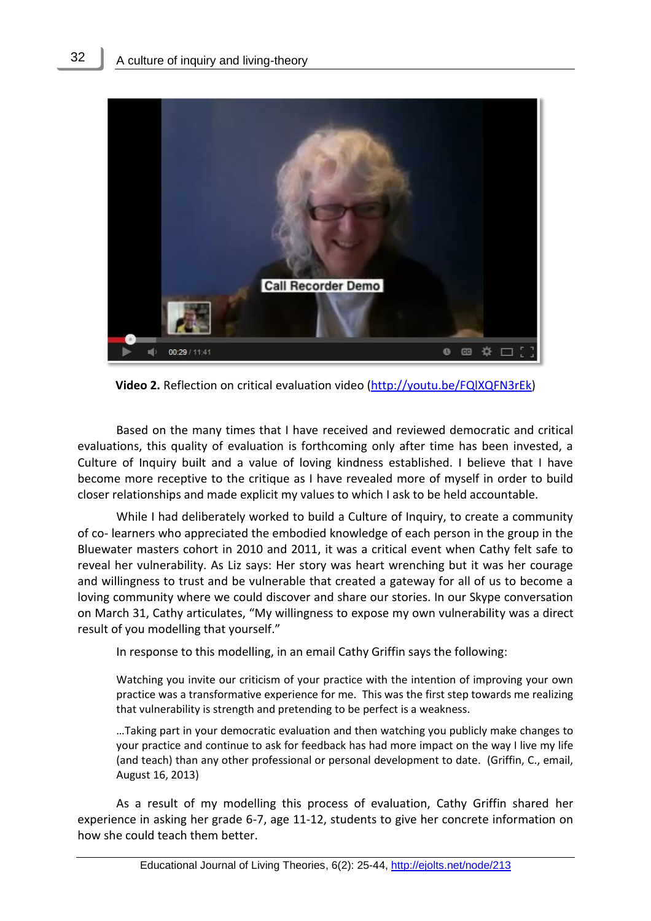**Video 2.** Reflection on critical evaluation video (http://youtu.be/FQlXQFN3rEk)

Based on the many times that I have received and reviewed democratic and critical evaluations, this quality of evaluation is forthcoming only after time has been invested, a Culture of Inquiry built and a value of loving kindness established. I believe that I have become more receptive to the critique as I have revealed more of myself in order to build closer relationships and made explicit my values to which I ask to be held accountable.

While I had deliberately worked to build a Culture of Inquiry, to create a community of co- learners who appreciated the embodied knowledge of each person in the group in the Bluewater masters cohort in 2010 and 2011, it was a critical event when Cathy felt safe to reveal her vulnerability. As Liz says: Her story was heart wrenching but it was her courage and willingness to trust and be vulnerable that created a gateway for all of us to become a loving community where we could discover and share our stories. In our Skype conversation on March 31, Cathy articulates, "My willingness to expose my own vulnerability was a direct result of you modelling that yourself."

In response to this modelling, in an email Cathy Griffin says the following:

> Watching you invite our criticism of your practice with the intention of improving your own practice was a transformative experience for me. This was the first step towards me realizing that vulnerability is strength and pretending to be perfect is a weakness.
>
> …Taking part in your democratic evaluation and then watching you publicly make changes to your practice and continue to ask for feedback has had more impact on the way I live my life (and teach) than any other professional or personal development to date. (Griffin, C., email, August 16, 2013)

As a result of my modelling this process of evaluation, Cathy Griffin shared her experience in asking her grade 6-7, age 11-12, students to give her concrete information on how she could teach them better.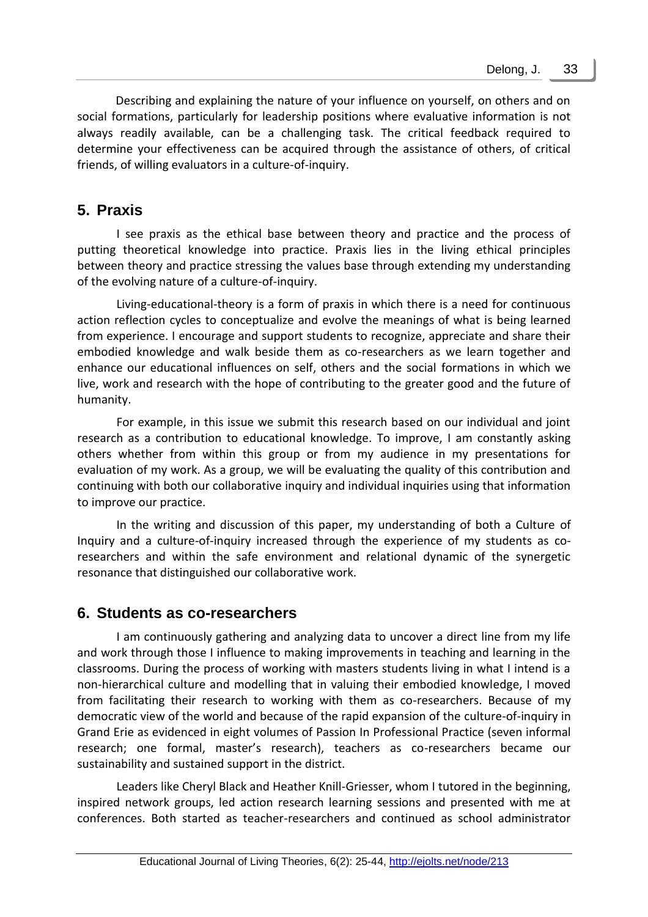Describing and explaining the nature of your influence on yourself, on others and on social formations, particularly for leadership positions where evaluative information is not always readily available, can be a challenging task. The critical feedback required to determine your effectiveness can be acquired through the assistance of others, of critical friends, of willing evaluators in a culture-of-inquiry.

## 5. Praxis

I see praxis as the ethical base between theory and practice and the process of putting theoretical knowledge into practice. Praxis lies in the living ethical principles between theory and practice stressing the values base through extending my understanding of the evolving nature of a culture-of-inquiry.

Living-educational-theory is a form of praxis in which there is a need for continuous action reflection cycles to conceptualize and evolve the meanings of what is being learned from experience. I encourage and support students to recognize, appreciate and share their embodied knowledge and walk beside them as co-researchers as we learn together and enhance our educational influences on self, others and the social formations in which we live, work and research with the hope of contributing to the greater good and the future of humanity.

For example, in this issue we submit this research based on our individual and joint research as a contribution to educational knowledge. To improve, I am constantly asking others whether from within this group or from my audience in my presentations for evaluation of my work. As a group, we will be evaluating the quality of this contribution and continuing with both our collaborative inquiry and individual inquiries using that information to improve our practice.

In the writing and discussion of this paper, my understanding of both a Culture of Inquiry and a culture-of-inquiry increased through the experience of my students as co-researchers and within the safe environment and relational dynamic of the synergetic resonance that distinguished our collaborative work.

## 6. Students as co-researchers

I am continuously gathering and analyzing data to uncover a direct line from my life and work through those I influence to making improvements in teaching and learning in the classrooms. During the process of working with masters students living in what I intend is a non-hierarchical culture and modelling that in valuing their embodied knowledge, I moved from facilitating their research to working with them as co-researchers. Because of my democratic view of the world and because of the rapid expansion of the culture-of-inquiry in Grand Erie as evidenced in eight volumes of Passion In Professional Practice (seven informal research; one formal, master's research), teachers as co-researchers became our sustainability and sustained support in the district.

Leaders like Cheryl Black and Heather Knill-Griesser, whom I tutored in the beginning, inspired network groups, led action research learning sessions and presented with me at conferences. Both started as teacher-researchers and continued as school administrator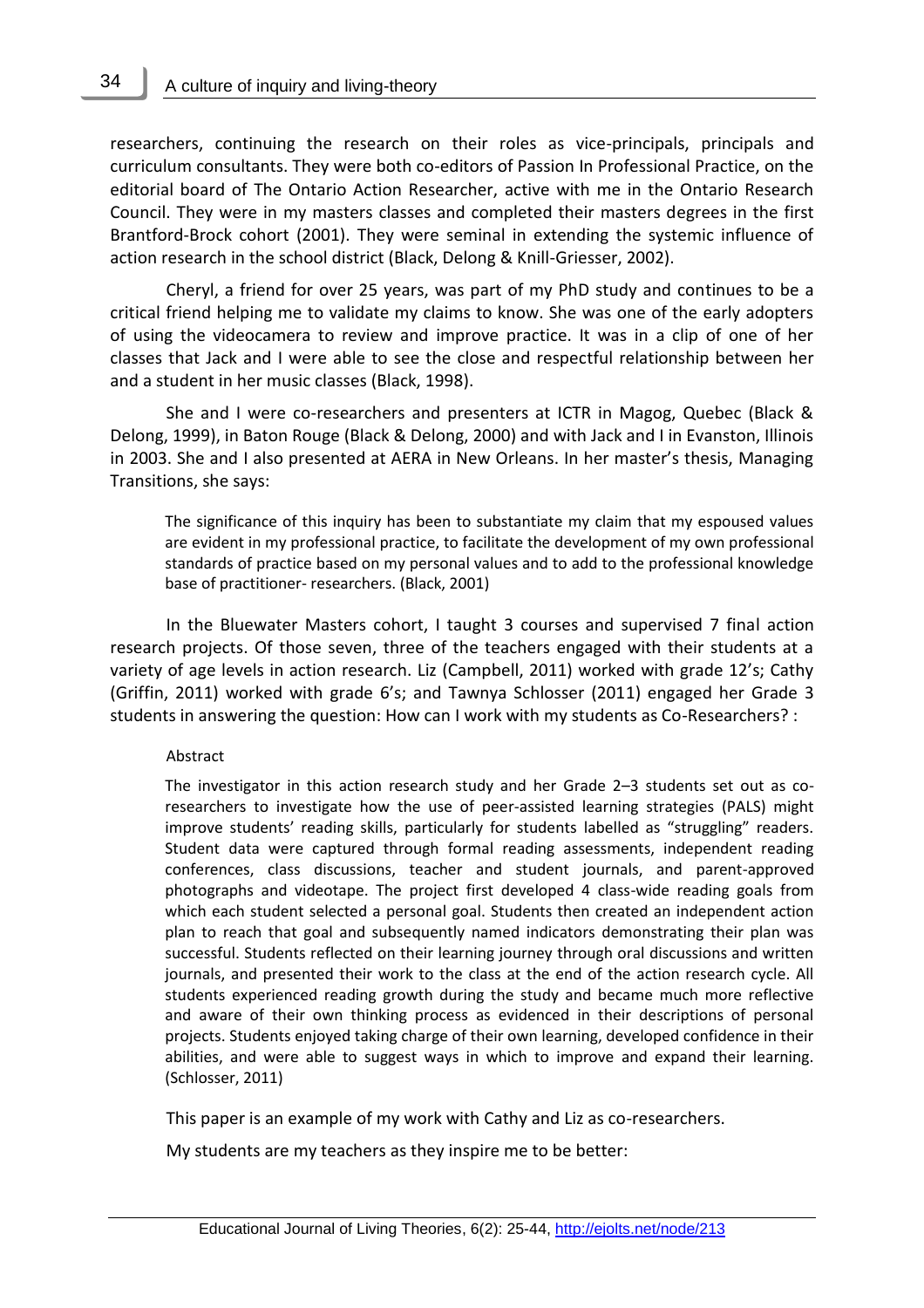researchers, continuing the research on their roles as vice-principals, principals and curriculum consultants. They were both co-editors of Passion In Professional Practice, on the editorial board of The Ontario Action Researcher, active with me in the Ontario Research Council. They were in my masters classes and completed their masters degrees in the first Brantford-Brock cohort (2001). They were seminal in extending the systemic influence of action research in the school district (Black, Delong & Knill-Griesser, 2002).

Cheryl, a friend for over 25 years, was part of my PhD study and continues to be a critical friend helping me to validate my claims to know. She was one of the early adopters of using the videocamera to review and improve practice. It was in a clip of one of her classes that Jack and I were able to see the close and respectful relationship between her and a student in her music classes (Black, 1998).

She and I were co-researchers and presenters at ICTR in Magog, Quebec (Black & Delong, 1999), in Baton Rouge (Black & Delong, 2000) and with Jack and I in Evanston, Illinois in 2003. She and I also presented at AERA in New Orleans. In her master's thesis, Managing Transitions, she says:

> The significance of this inquiry has been to substantiate my claim that my espoused values are evident in my professional practice, to facilitate the development of my own professional standards of practice based on my personal values and to add to the professional knowledge base of practitioner- researchers. (Black, 2001)

In the Bluewater Masters cohort, I taught 3 courses and supervised 7 final action research projects. Of those seven, three of the teachers engaged with their students at a variety of age levels in action research. Liz (Campbell, 2011) worked with grade 12's; Cathy (Griffin, 2011) worked with grade 6's; and Tawnya Schlosser (2011) engaged her Grade 3 students in answering the question: How can I work with my students as Co-Researchers? :

> Abstract
>
> The investigator in this action research study and her Grade 2–3 students set out as co-researchers to investigate how the use of peer-assisted learning strategies (PALS) might improve students' reading skills, particularly for students labelled as "struggling" readers. Student data were captured through formal reading assessments, independent reading conferences, class discussions, teacher and student journals, and parent-approved photographs and videotape. The project first developed 4 class-wide reading goals from which each student selected a personal goal. Students then created an independent action plan to reach that goal and subsequently named indicators demonstrating their plan was successful. Students reflected on their learning journey through oral discussions and written journals, and presented their work to the class at the end of the action research cycle. All students experienced reading growth during the study and became much more reflective and aware of their own thinking process as evidenced in their descriptions of personal projects. Students enjoyed taking charge of their own learning, developed confidence in their abilities, and were able to suggest ways in which to improve and expand their learning. (Schlosser, 2011)

This paper is an example of my work with Cathy and Liz as co-researchers.

My students are my teachers as they inspire me to be better: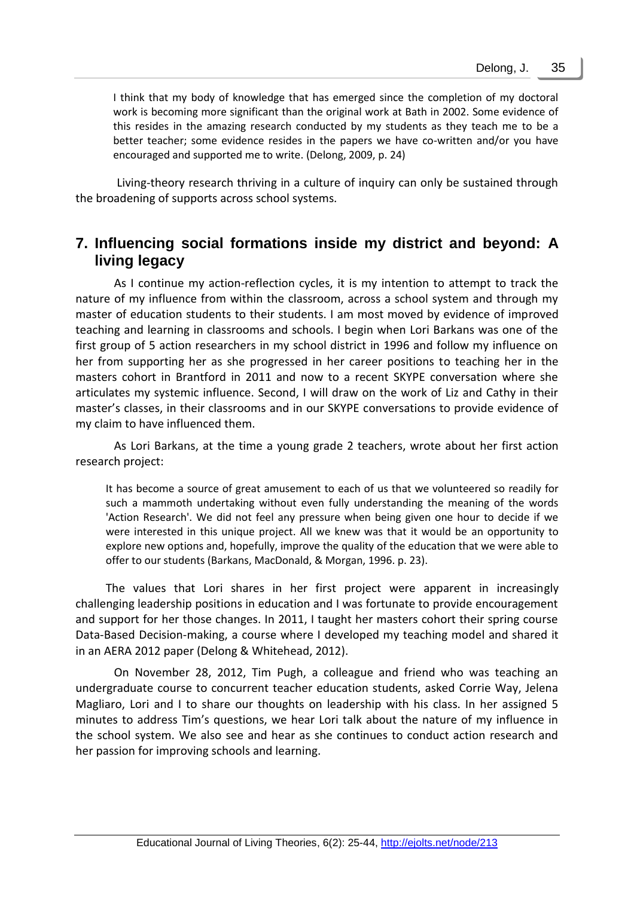> I think that my body of knowledge that has emerged since the completion of my doctoral work is becoming more significant than the original work at Bath in 2002. Some evidence of this resides in the amazing research conducted by my students as they teach me to be a better teacher; some evidence resides in the papers we have co-written and/or you have encouraged and supported me to write. (Delong, 2009, p. 24)

Living-theory research thriving in a culture of inquiry can only be sustained through the broadening of supports across school systems.

## 7. Influencing social formations inside my district and beyond: A living legacy

As I continue my action-reflection cycles, it is my intention to attempt to track the nature of my influence from within the classroom, across a school system and through my master of education students to their students. I am most moved by evidence of improved teaching and learning in classrooms and schools. I begin when Lori Barkans was one of the first group of 5 action researchers in my school district in 1996 and follow my influence on her from supporting her as she progressed in her career positions to teaching her in the masters cohort in Brantford in 2011 and now to a recent SKYPE conversation where she articulates my systemic influence. Second, I will draw on the work of Liz and Cathy in their master's classes, in their classrooms and in our SKYPE conversations to provide evidence of my claim to have influenced them.

As Lori Barkans, at the time a young grade 2 teachers, wrote about her first action research project:

> It has become a source of great amusement to each of us that we volunteered so readily for such a mammoth undertaking without even fully understanding the meaning of the words 'Action Research'. We did not feel any pressure when being given one hour to decide if we were interested in this unique project. All we knew was that it would be an opportunity to explore new options and, hopefully, improve the quality of the education that we were able to offer to our students (Barkans, MacDonald, & Morgan, 1996. p. 23).

The values that Lori shares in her first project were apparent in increasingly challenging leadership positions in education and I was fortunate to provide encouragement and support for her those changes. In 2011, I taught her masters cohort their spring course Data-Based Decision-making, a course where I developed my teaching model and shared it in an AERA 2012 paper (Delong & Whitehead, 2012).

On November 28, 2012, Tim Pugh, a colleague and friend who was teaching an undergraduate course to concurrent teacher education students, asked Corrie Way, Jelena Magliaro, Lori and I to share our thoughts on leadership with his class. In her assigned 5 minutes to address Tim's questions, we hear Lori talk about the nature of my influence in the school system. We also see and hear as she continues to conduct action research and her passion for improving schools and learning.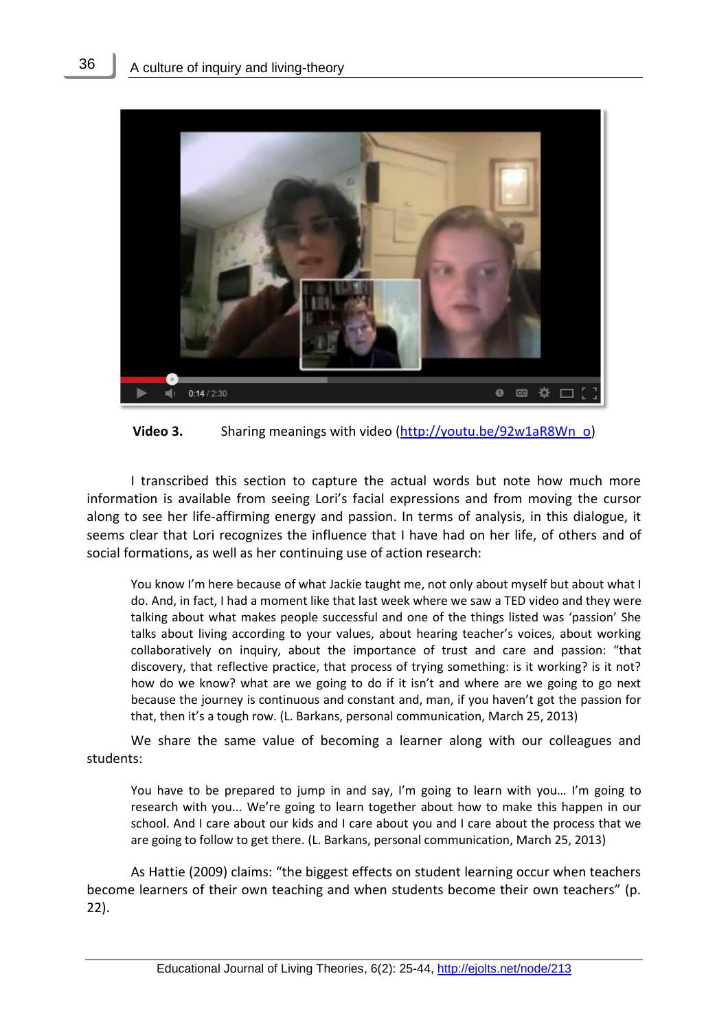**Video 3.** Sharing meanings with video (http://youtu.be/92w1aR8Wn_o)

I transcribed this section to capture the actual words but note how much more information is available from seeing Lori's facial expressions and from moving the cursor along to see her life-affirming energy and passion. In terms of analysis, in this dialogue, it seems clear that Lori recognizes the influence that I have had on her life, of others and of social formations, as well as her continuing use of action research:

> You know I'm here because of what Jackie taught me, not only about myself but about what I do. And, in fact, I had a moment like that last week where we saw a TED video and they were talking about what makes people successful and one of the things listed was 'passion' She talks about living according to your values, about hearing teacher's voices, about working collaboratively on inquiry, about the importance of trust and care and passion: "that discovery, that reflective practice, that process of trying something: is it working? is it not? how do we know? what are we going to do if it isn't and where are we going to go next because the journey is continuous and constant and, man, if you haven't got the passion for that, then it's a tough row. (L. Barkans, personal communication, March 25, 2013)

We share the same value of becoming a learner along with our colleagues and students:

> You have to be prepared to jump in and say, I'm going to learn with you… I'm going to research with you... We're going to learn together about how to make this happen in our school. And I care about our kids and I care about you and I care about the process that we are going to follow to get there. (L. Barkans, personal communication, March 25, 2013)

As Hattie (2009) claims: "the biggest effects on student learning occur when teachers become learners of their own teaching and when students become their own teachers" (p. 22).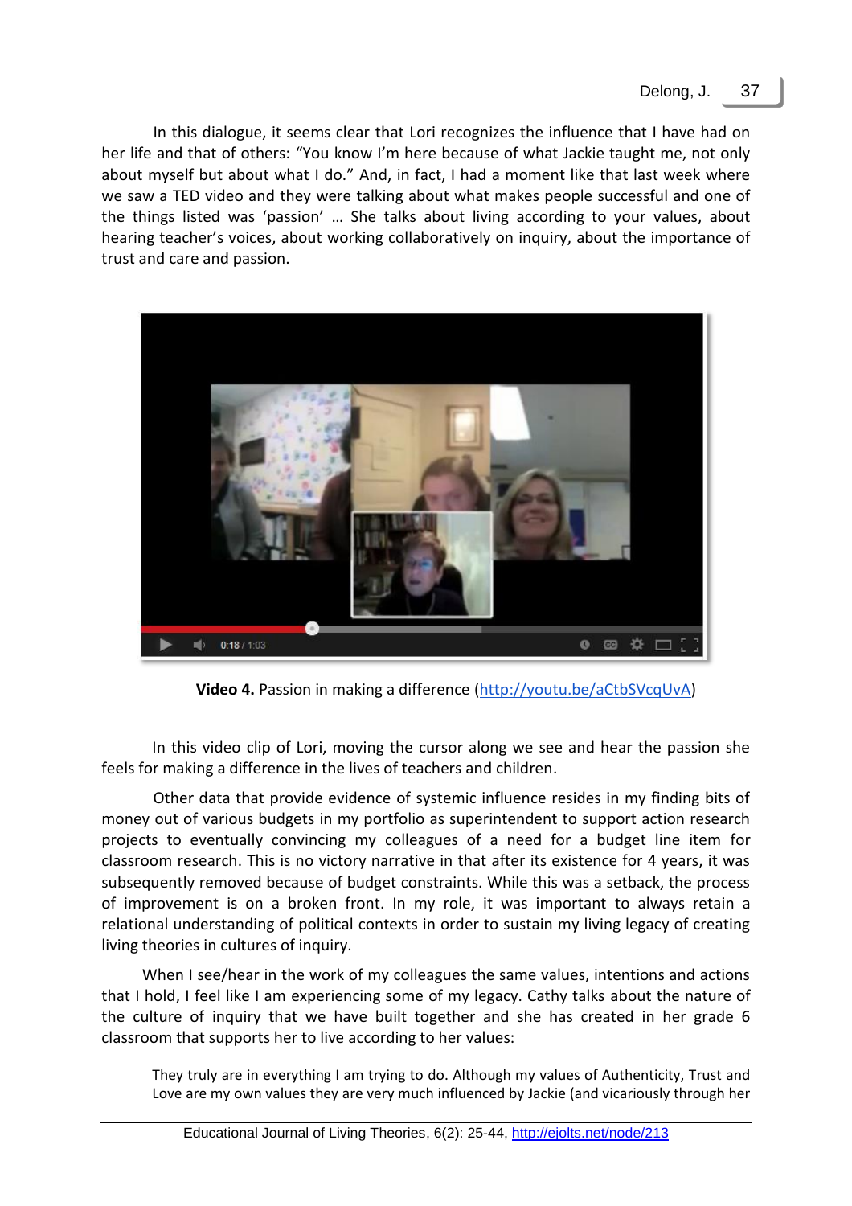In this dialogue, it seems clear that Lori recognizes the influence that I have had on her life and that of others: "You know I'm here because of what Jackie taught me, not only about myself but about what I do." And, in fact, I had a moment like that last week where we saw a TED video and they were talking about what makes people successful and one of the things listed was 'passion' … She talks about living according to your values, about hearing teacher's voices, about working collaboratively on inquiry, about the importance of trust and care and passion.

**Video 4.** Passion in making a difference (http://youtu.be/aCtbSVcqUvA)

In this video clip of Lori, moving the cursor along we see and hear the passion she feels for making a difference in the lives of teachers and children.

Other data that provide evidence of systemic influence resides in my finding bits of money out of various budgets in my portfolio as superintendent to support action research projects to eventually convincing my colleagues of a need for a budget line item for classroom research. This is no victory narrative in that after its existence for 4 years, it was subsequently removed because of budget constraints. While this was a setback, the process of improvement is on a broken front. In my role, it was important to always retain a relational understanding of political contexts in order to sustain my living legacy of creating living theories in cultures of inquiry.

When I see/hear in the work of my colleagues the same values, intentions and actions that I hold, I feel like I am experiencing some of my legacy. Cathy talks about the nature of the culture of inquiry that we have built together and she has created in her grade 6 classroom that supports her to live according to her values:

> They truly are in everything I am trying to do. Although my values of Authenticity, Trust and Love are my own values they are very much influenced by Jackie (and vicariously through her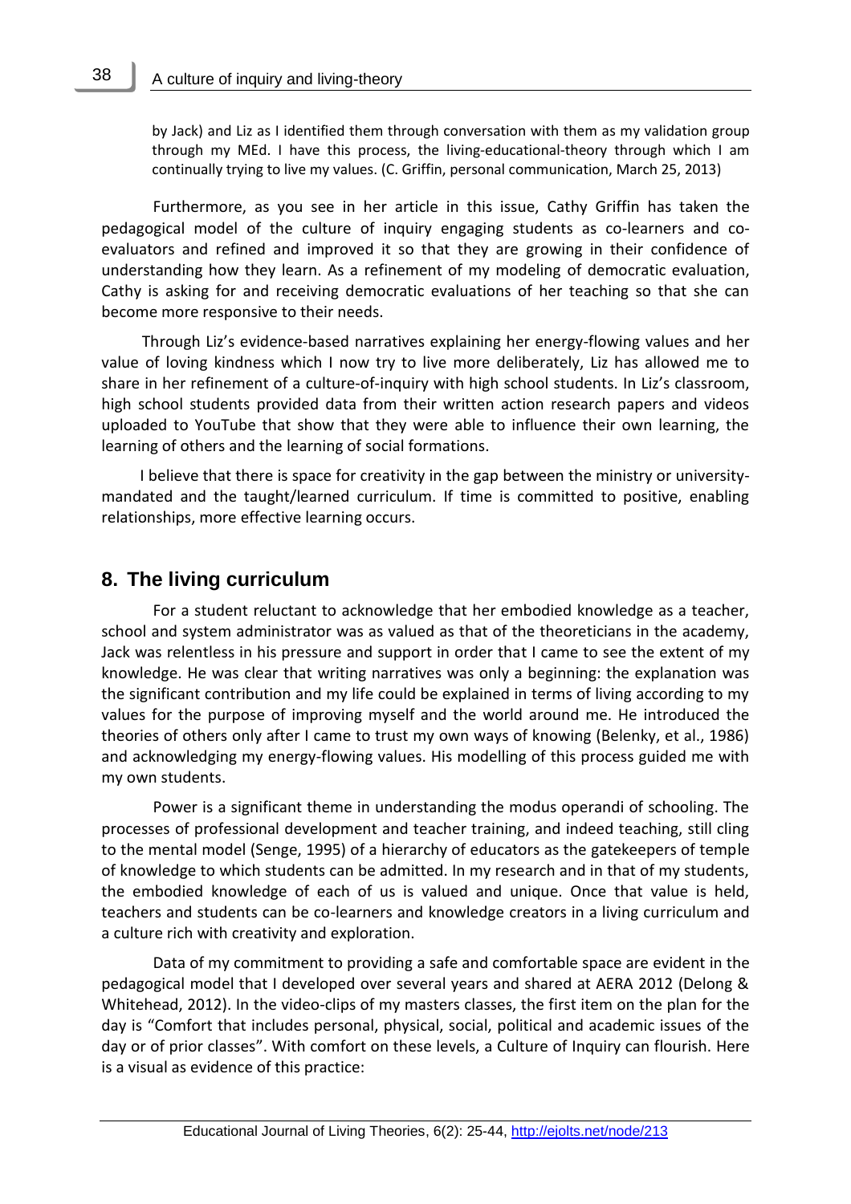> by Jack) and Liz as I identified them through conversation with them as my validation group through my MEd. I have this process, the living-educational-theory through which I am continually trying to live my values. (C. Griffin, personal communication, March 25, 2013)

Furthermore, as you see in her article in this issue, Cathy Griffin has taken the pedagogical model of the culture of inquiry engaging students as co-learners and co-evaluators and refined and improved it so that they are growing in their confidence of understanding how they learn. As a refinement of my modeling of democratic evaluation, Cathy is asking for and receiving democratic evaluations of her teaching so that she can become more responsive to their needs.

Through Liz's evidence-based narratives explaining her energy-flowing values and her value of loving kindness which I now try to live more deliberately, Liz has allowed me to share in her refinement of a culture-of-inquiry with high school students. In Liz's classroom, high school students provided data from their written action research papers and videos uploaded to YouTube that show that they were able to influence their own learning, the learning of others and the learning of social formations.

I believe that there is space for creativity in the gap between the ministry or university-mandated and the taught/learned curriculum. If time is committed to positive, enabling relationships, more effective learning occurs.

## 8. The living curriculum

For a student reluctant to acknowledge that her embodied knowledge as a teacher, school and system administrator was as valued as that of the theoreticians in the academy, Jack was relentless in his pressure and support in order that I came to see the extent of my knowledge. He was clear that writing narratives was only a beginning: the explanation was the significant contribution and my life could be explained in terms of living according to my values for the purpose of improving myself and the world around me. He introduced the theories of others only after I came to trust my own ways of knowing (Belenky, et al., 1986) and acknowledging my energy-flowing values. His modelling of this process guided me with my own students.

Power is a significant theme in understanding the modus operandi of schooling. The processes of professional development and teacher training, and indeed teaching, still cling to the mental model (Senge, 1995) of a hierarchy of educators as the gatekeepers of temple of knowledge to which students can be admitted. In my research and in that of my students, the embodied knowledge of each of us is valued and unique. Once that value is held, teachers and students can be co-learners and knowledge creators in a living curriculum and a culture rich with creativity and exploration.

Data of my commitment to providing a safe and comfortable space are evident in the pedagogical model that I developed over several years and shared at AERA 2012 (Delong & Whitehead, 2012). In the video-clips of my masters classes, the first item on the plan for the day is "Comfort that includes personal, physical, social, political and academic issues of the day or of prior classes". With comfort on these levels, a Culture of Inquiry can flourish. Here is a visual as evidence of this practice: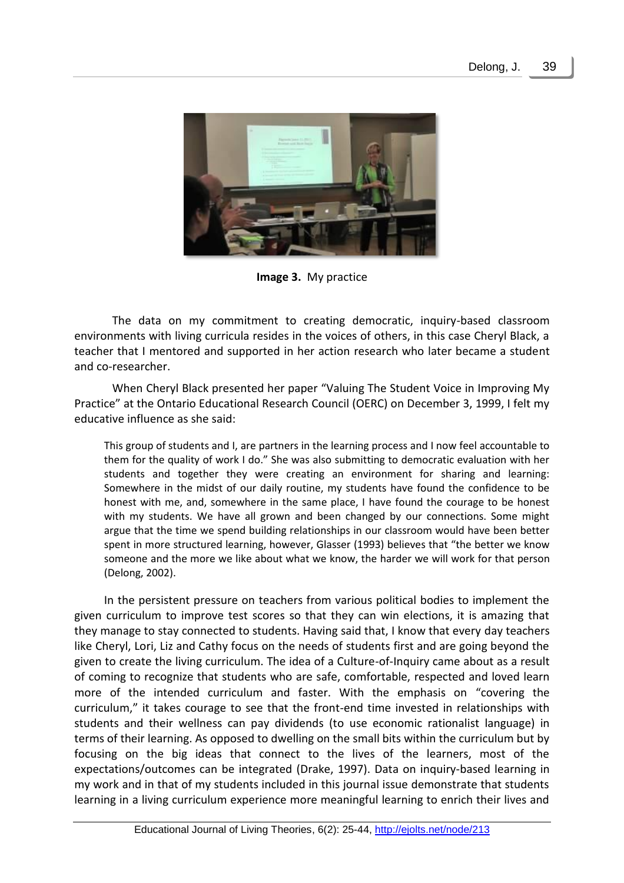**Image 3.** My practice

The data on my commitment to creating democratic, inquiry-based classroom environments with living curricula resides in the voices of others, in this case Cheryl Black, a teacher that I mentored and supported in her action research who later became a student and co-researcher.

When Cheryl Black presented her paper "Valuing The Student Voice in Improving My Practice" at the Ontario Educational Research Council (OERC) on December 3, 1999, I felt my educative influence as she said:

> This group of students and I, are partners in the learning process and I now feel accountable to them for the quality of work I do." She was also submitting to democratic evaluation with her students and together they were creating an environment for sharing and learning: Somewhere in the midst of our daily routine, my students have found the confidence to be honest with me, and, somewhere in the same place, I have found the courage to be honest with my students. We have all grown and been changed by our connections. Some might argue that the time we spend building relationships in our classroom would have been better spent in more structured learning, however, Glasser (1993) believes that "the better we know someone and the more we like about what we know, the harder we will work for that person (Delong, 2002).

In the persistent pressure on teachers from various political bodies to implement the given curriculum to improve test scores so that they can win elections, it is amazing that they manage to stay connected to students. Having said that, I know that every day teachers like Cheryl, Lori, Liz and Cathy focus on the needs of students first and are going beyond the given to create the living curriculum. The idea of a Culture-of-Inquiry came about as a result of coming to recognize that students who are safe, comfortable, respected and loved learn more of the intended curriculum and faster. With the emphasis on "covering the curriculum," it takes courage to see that the front-end time invested in relationships with students and their wellness can pay dividends (to use economic rationalist language) in terms of their learning. As opposed to dwelling on the small bits within the curriculum but by focusing on the big ideas that connect to the lives of the learners, most of the expectations/outcomes can be integrated (Drake, 1997). Data on inquiry-based learning in my work and in that of my students included in this journal issue demonstrate that students learning in a living curriculum experience more meaningful learning to enrich their lives and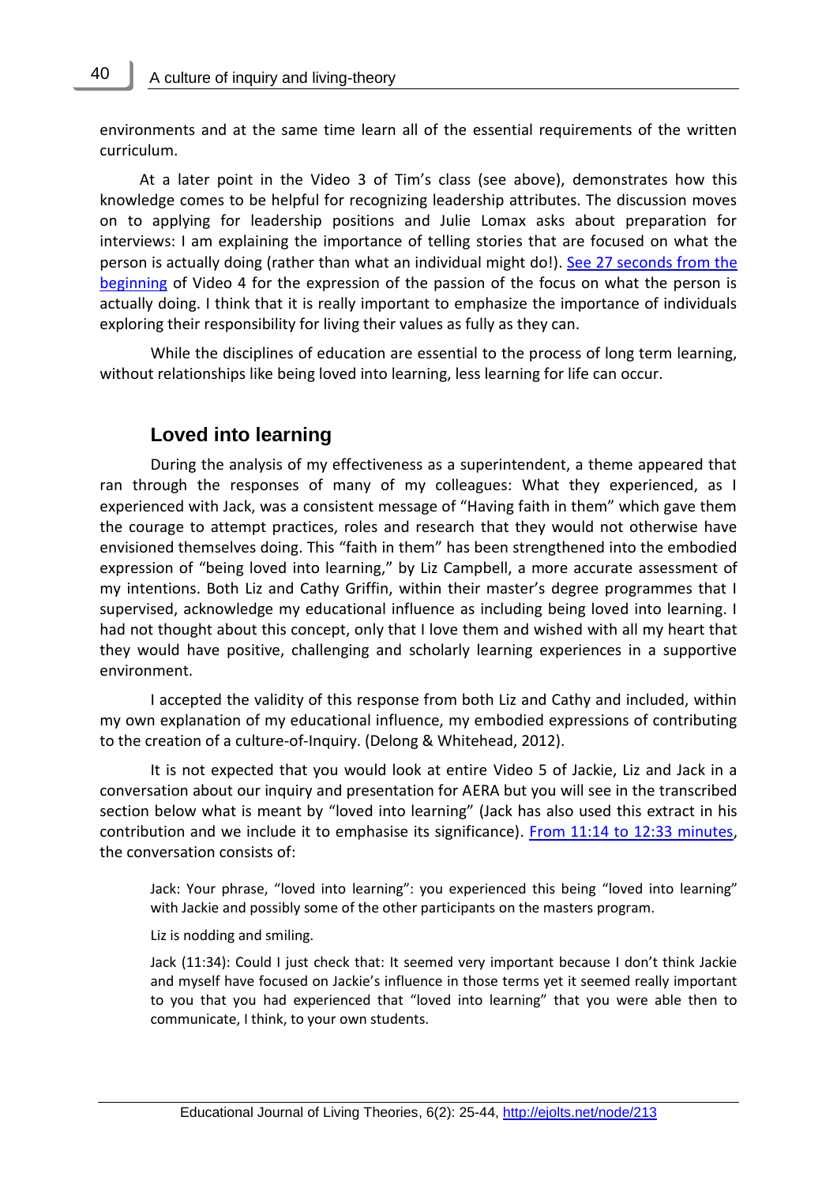environments and at the same time learn all of the essential requirements of the written curriculum.

At a later point in the Video 3 of Tim's class (see above), demonstrates how this knowledge comes to be helpful for recognizing leadership attributes. The discussion moves on to applying for leadership positions and Julie Lomax asks about preparation for interviews: I am explaining the importance of telling stories that are focused on what the person is actually doing (rather than what an individual might do!). See 27 seconds from the beginning of Video 4 for the expression of the passion of the focus on what the person is actually doing. I think that it is really important to emphasize the importance of individuals exploring their responsibility for living their values as fully as they can.

While the disciplines of education are essential to the process of long term learning, without relationships like being loved into learning, less learning for life can occur.

## Loved into learning

During the analysis of my effectiveness as a superintendent, a theme appeared that ran through the responses of many of my colleagues: What they experienced, as I experienced with Jack, was a consistent message of "Having faith in them" which gave them the courage to attempt practices, roles and research that they would not otherwise have envisioned themselves doing. This "faith in them" has been strengthened into the embodied expression of "being loved into learning," by Liz Campbell, a more accurate assessment of my intentions. Both Liz and Cathy Griffin, within their master's degree programmes that I supervised, acknowledge my educational influence as including being loved into learning. I had not thought about this concept, only that I love them and wished with all my heart that they would have positive, challenging and scholarly learning experiences in a supportive environment.

I accepted the validity of this response from both Liz and Cathy and included, within my own explanation of my educational influence, my embodied expressions of contributing to the creation of a culture-of-Inquiry. (Delong & Whitehead, 2012).

It is not expected that you would look at entire Video 5 of Jackie, Liz and Jack in a conversation about our inquiry and presentation for AERA but you will see in the transcribed section below what is meant by "loved into learning" (Jack has also used this extract in his contribution and we include it to emphasise its significance). From 11:14 to 12:33 minutes, the conversation consists of:

> Jack: Your phrase, "loved into learning": you experienced this being "loved into learning" with Jackie and possibly some of the other participants on the masters program.
>
> Liz is nodding and smiling.
>
> Jack (11:34): Could I just check that: It seemed very important because I don't think Jackie and myself have focused on Jackie's influence in those terms yet it seemed really important to you that you had experienced that "loved into learning" that you were able then to communicate, I think, to your own students.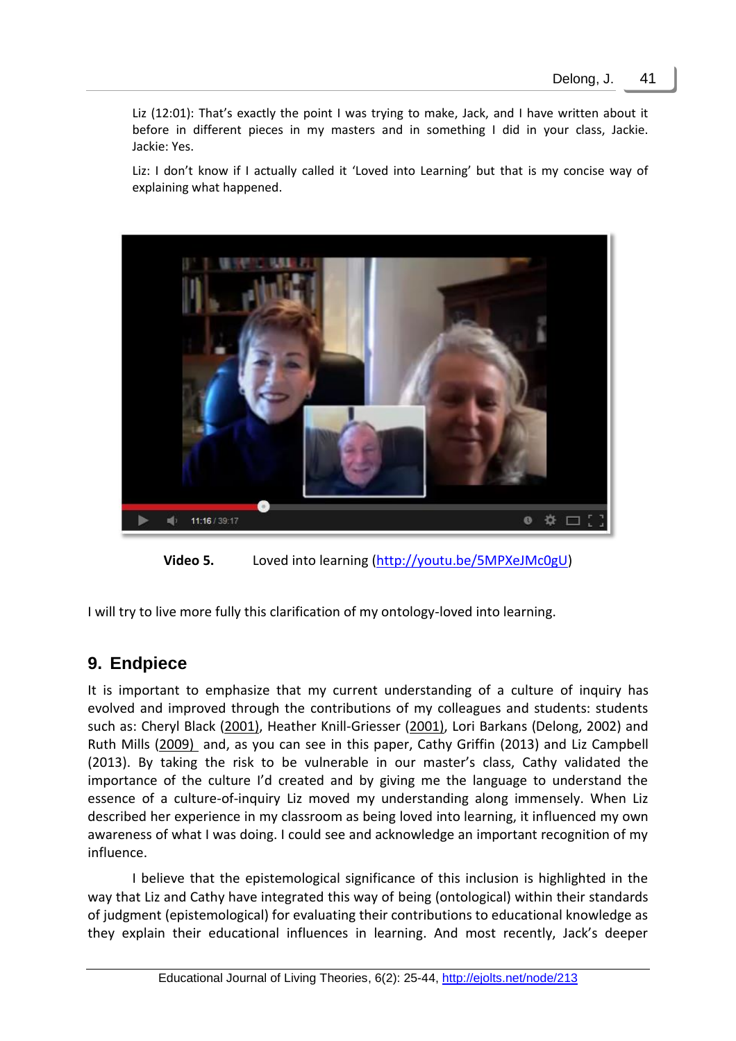Liz (12:01): That's exactly the point I was trying to make, Jack, and I have written about it before in different pieces in my masters and in something I did in your class, Jackie. Jackie: Yes.

Liz: I don't know if I actually called it 'Loved into Learning' but that is my concise way of explaining what happened.

**Video 5.** Loved into learning (http://youtu.be/5MPXeJMc0gU)

I will try to live more fully this clarification of my ontology-loved into learning.

## 9. Endpiece

It is important to emphasize that my current understanding of a culture of inquiry has evolved and improved through the contributions of my colleagues and students: students such as: Cheryl Black (2001), Heather Knill-Griesser (2001), Lori Barkans (Delong, 2002) and Ruth Mills (2009) and, as you can see in this paper, Cathy Griffin (2013) and Liz Campbell (2013). By taking the risk to be vulnerable in our master's class, Cathy validated the importance of the culture I'd created and by giving me the language to understand the essence of a culture-of-inquiry Liz moved my understanding along immensely. When Liz described her experience in my classroom as being loved into learning, it influenced my own awareness of what I was doing. I could see and acknowledge an important recognition of my influence.

I believe that the epistemological significance of this inclusion is highlighted in the way that Liz and Cathy have integrated this way of being (ontological) within their standards of judgment (epistemological) for evaluating their contributions to educational knowledge as they explain their educational influences in learning. And most recently, Jack's deeper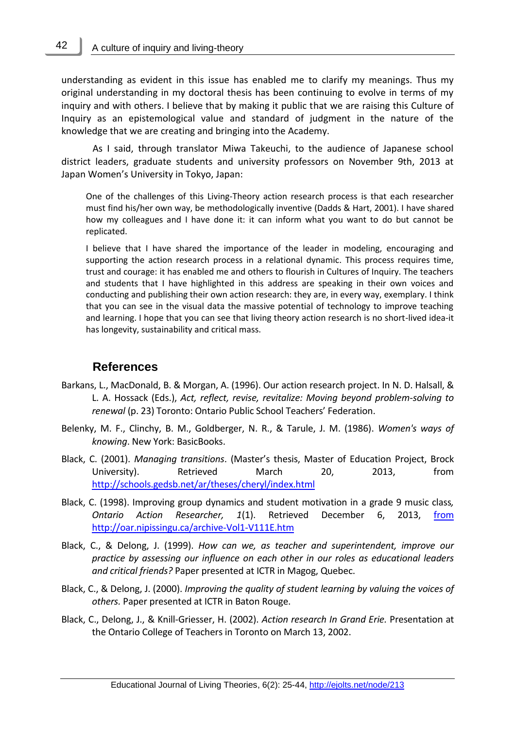understanding as evident in this issue has enabled me to clarify my meanings. Thus my original understanding in my doctoral thesis has been continuing to evolve in terms of my inquiry and with others. I believe that by making it public that we are raising this Culture of Inquiry as an epistemological value and standard of judgment in the nature of the knowledge that we are creating and bringing into the Academy.

As I said, through translator Miwa Takeuchi, to the audience of Japanese school district leaders, graduate students and university professors on November 9th, 2013 at Japan Women's University in Tokyo, Japan:

> One of the challenges of this Living-Theory action research process is that each researcher must find his/her own way, be methodologically inventive (Dadds & Hart, 2001). I have shared how my colleagues and I have done it: it can inform what you want to do but cannot be replicated.
>
> I believe that I have shared the importance of the leader in modeling, encouraging and supporting the action research process in a relational dynamic. This process requires time, trust and courage: it has enabled me and others to flourish in Cultures of Inquiry. The teachers and students that I have highlighted in this address are speaking in their own voices and conducting and publishing their own action research: they are, in every way, exemplary. I think that you can see in the visual data the massive potential of technology to improve teaching and learning. I hope that you can see that living theory action research is no short-lived idea-it has longevity, sustainability and critical mass.

## References

Barkans, L., MacDonald, B. & Morgan, A. (1996). Our action research project. In N. D. Halsall, & L. A. Hossack (Eds.), *Act, reflect, revise, revitalize: Moving beyond problem-solving to renewal* (p. 23) Toronto: Ontario Public School Teachers' Federation.

Belenky, M. F., Clinchy, B. M., Goldberger, N. R., & Tarule, J. M. (1986). *Women's ways of knowing*. New York: BasicBooks.

Black, C. (2001). *Managing transitions*. (Master's thesis, Master of Education Project, Brock University). Retrieved March 20, 2013, from http://schools.gedsb.net/ar/theses/cheryl/index.html

Black, C. (1998). Improving group dynamics and student motivation in a grade 9 music class*, Ontario Action Researcher, 1*(1). Retrieved December 6, 2013, from http://oar.nipissingu.ca/archive-Vol1-V111E.htm

Black, C., & Delong, J. (1999). *How can we, as teacher and superintendent, improve our practice by assessing our influence on each other in our roles as educational leaders and critical friends?* Paper presented at ICTR in Magog, Quebec.

Black, C., & Delong, J. (2000). *Improving the quality of student learning by valuing the voices of others.* Paper presented at ICTR in Baton Rouge.

Black, C., Delong, J., & Knill-Griesser, H. (2002). *Action research In Grand Erie.* Presentation at the Ontario College of Teachers in Toronto on March 13, 2002.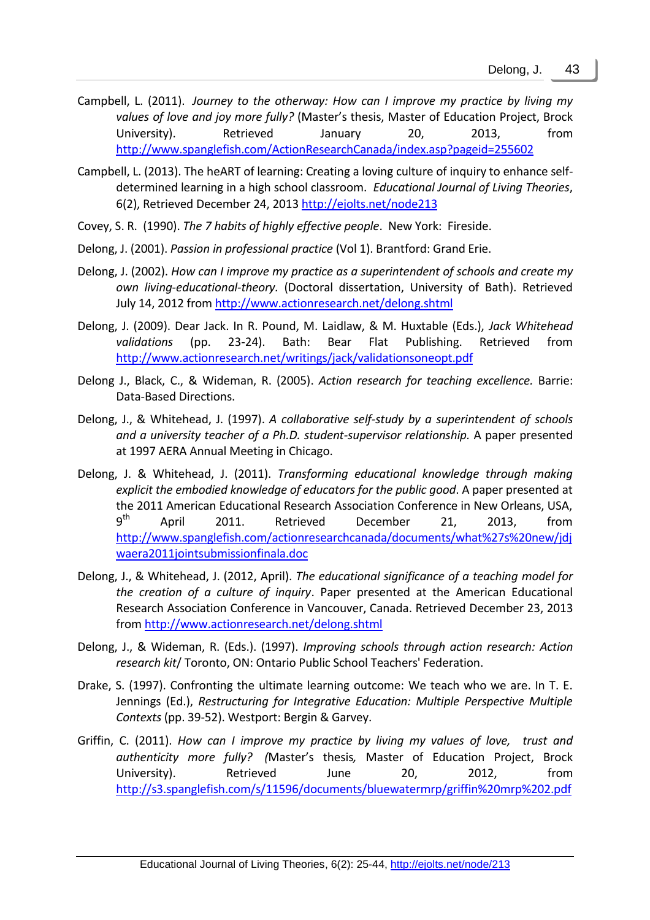Campbell, L. (2011). *Journey to the otherway: How can I improve my practice by living my values of love and joy more fully?* (Master's thesis, Master of Education Project, Brock University). Retrieved January 20, 2013, from http://www.spanglefish.com/ActionResearchCanada/index.asp?pageid=255602

Campbell, L. (2013). The heART of learning: Creating a loving culture of inquiry to enhance self-determined learning in a high school classroom. *Educational Journal of Living Theories*, 6(2), Retrieved December 24, 2013 http://ejolts.net/node213

Covey, S. R. (1990). *The 7 habits of highly effective people*. New York: Fireside.

Delong, J. (2001). *Passion in professional practice* (Vol 1). Brantford: Grand Erie.

Delong, J. (2002). *How can I improve my practice as a superintendent of schools and create my own living-educational-theory.* (Doctoral dissertation, University of Bath). Retrieved July 14, 2012 from http://www.actionresearch.net/delong.shtml

Delong, J. (2009). Dear Jack. In R. Pound, M. Laidlaw, & M. Huxtable (Eds.), *Jack Whitehead validations* (pp. 23-24). Bath: Bear Flat Publishing. Retrieved from http://www.actionresearch.net/writings/jack/validationsoneopt.pdf

Delong J., Black, C., & Wideman, R. (2005). *Action research for teaching excellence.* Barrie: Data-Based Directions.

Delong, J., & Whitehead, J. (1997). *A collaborative self-study by a superintendent of schools and a university teacher of a Ph.D. student-supervisor relationship.* A paper presented at 1997 AERA Annual Meeting in Chicago.

Delong, J. & Whitehead, J. (2011). *Transforming educational knowledge through making explicit the embodied knowledge of educators for the public good*. A paper presented at the 2011 American Educational Research Association Conference in New Orleans, USA, 9th April 2011. Retrieved December 21, 2013, from http://www.spanglefish.com/actionresearchcanada/documents/what%27s%20new/jdjwaera2011jointsubmissionfinala.doc

Delong, J., & Whitehead, J. (2012, April). *The educational significance of a teaching model for the creation of a culture of inquiry*. Paper presented at the American Educational Research Association Conference in Vancouver, Canada. Retrieved December 23, 2013 from http://www.actionresearch.net/delong.shtml

Delong, J., & Wideman, R. (Eds.). (1997). *Improving schools through action research: Action research kit*/ Toronto, ON: Ontario Public School Teachers' Federation.

Drake, S. (1997). Confronting the ultimate learning outcome: We teach who we are. In T. E. Jennings (Ed.), *Restructuring for Integrative Education: Multiple Perspective Multiple Contexts* (pp. 39-52). Westport: Bergin & Garvey.

Griffin, C. (2011). *How can I improve my practice by living my values of love, trust and authenticity more fully?* (Master's thesis, Master of Education Project, Brock University). Retrieved June 20, 2012, from http://s3.spanglefish.com/s/11596/documents/bluewatermrp/griffin%20mrp%202.pdf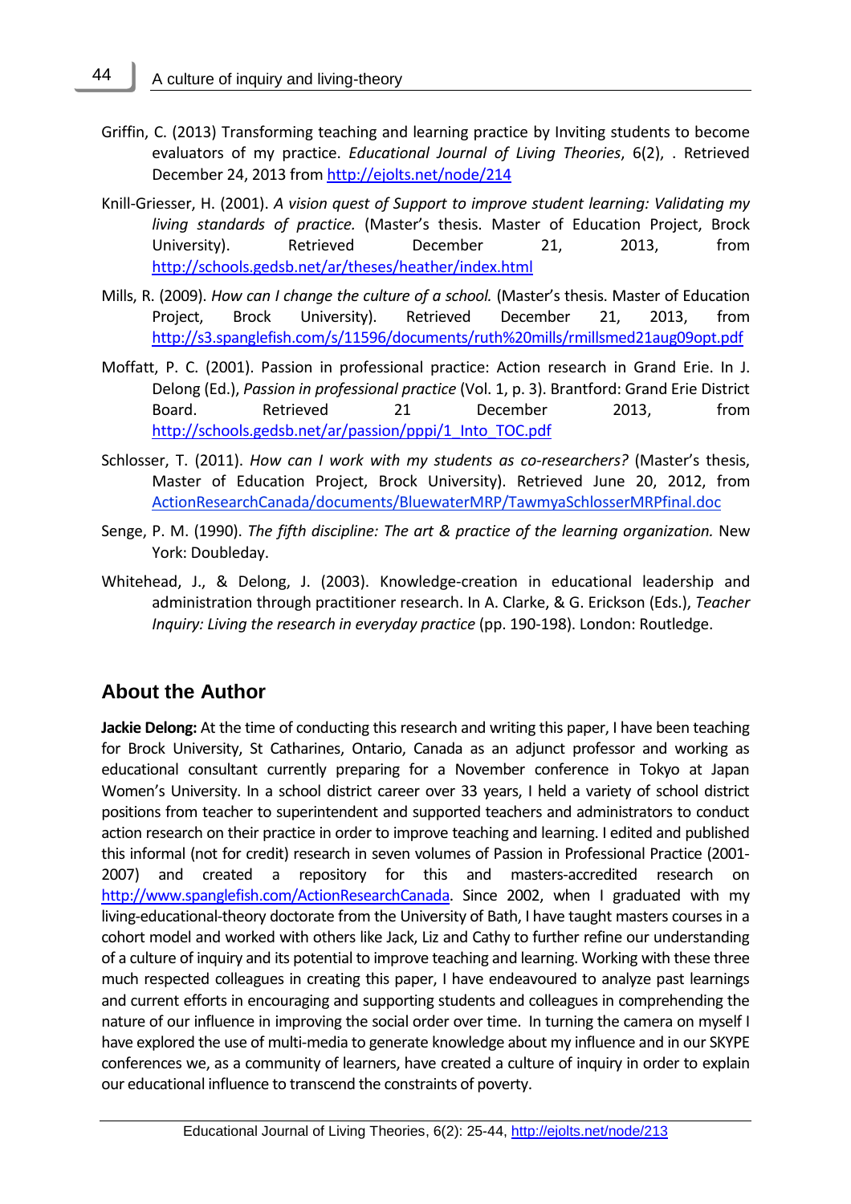Griffin, C. (2013) Transforming teaching and learning practice by Inviting students to become evaluators of my practice. *Educational Journal of Living Theories*, 6(2), . Retrieved December 24, 2013 from http://ejolts.net/node/214

Knill-Griesser, H. (2001). *A vision quest of Support to improve student learning: Validating my living standards of practice.* (Master's thesis. Master of Education Project, Brock University). Retrieved December 21, 2013, from http://schools.gedsb.net/ar/theses/heather/index.html

Mills, R. (2009). *How can I change the culture of a school.* (Master's thesis. Master of Education Project, Brock University). Retrieved December 21, 2013, from http://s3.spanglefish.com/s/11596/documents/ruth%20mills/rmillsmed21aug09opt.pdf

Moffatt, P. C. (2001). Passion in professional practice: Action research in Grand Erie. In J. Delong (Ed.), *Passion in professional practice* (Vol. 1, p. 3). Brantford: Grand Erie District Board. Retrieved 21 December 2013, from http://schools.gedsb.net/ar/passion/pppi/1_Into_TOC.pdf

Schlosser, T. (2011). *How can I work with my students as co-researchers?* (Master's thesis, Master of Education Project, Brock University). Retrieved June 20, 2012, from ActionResearchCanada/documents/BluewaterMRP/TawmyaSchlosserMRPfinal.doc

Senge, P. M. (1990). *The fifth discipline: The art & practice of the learning organization.* New York: Doubleday.

Whitehead, J., & Delong, J. (2003). Knowledge-creation in educational leadership and administration through practitioner research. In A. Clarke, & G. Erickson (Eds.), *Teacher Inquiry: Living the research in everyday practice* (pp. 190-198). London: Routledge.

## About the Author

**Jackie Delong:** At the time of conducting this research and writing this paper, I have been teaching for Brock University, St Catharines, Ontario, Canada as an adjunct professor and working as educational consultant currently preparing for a November conference in Tokyo at Japan Women's University. In a school district career over 33 years, I held a variety of school district positions from teacher to superintendent and supported teachers and administrators to conduct action research on their practice in order to improve teaching and learning. I edited and published this informal (not for credit) research in seven volumes of Passion in Professional Practice (2001-2007) and created a repository for this and masters-accredited research on http://www.spanglefish.com/ActionResearchCanada. Since 2002, when I graduated with my living-educational-theory doctorate from the University of Bath, I have taught masters courses in a cohort model and worked with others like Jack, Liz and Cathy to further refine our understanding of a culture of inquiry and its potential to improve teaching and learning. Working with these three much respected colleagues in creating this paper, I have endeavoured to analyze past learnings and current efforts in encouraging and supporting students and colleagues in comprehending the nature of our influence in improving the social order over time. In turning the camera on myself I have explored the use of multi-media to generate knowledge about my influence and in our SKYPE conferences we, as a community of learners, have created a culture of inquiry in order to explain our educational influence to transcend the constraints of poverty.